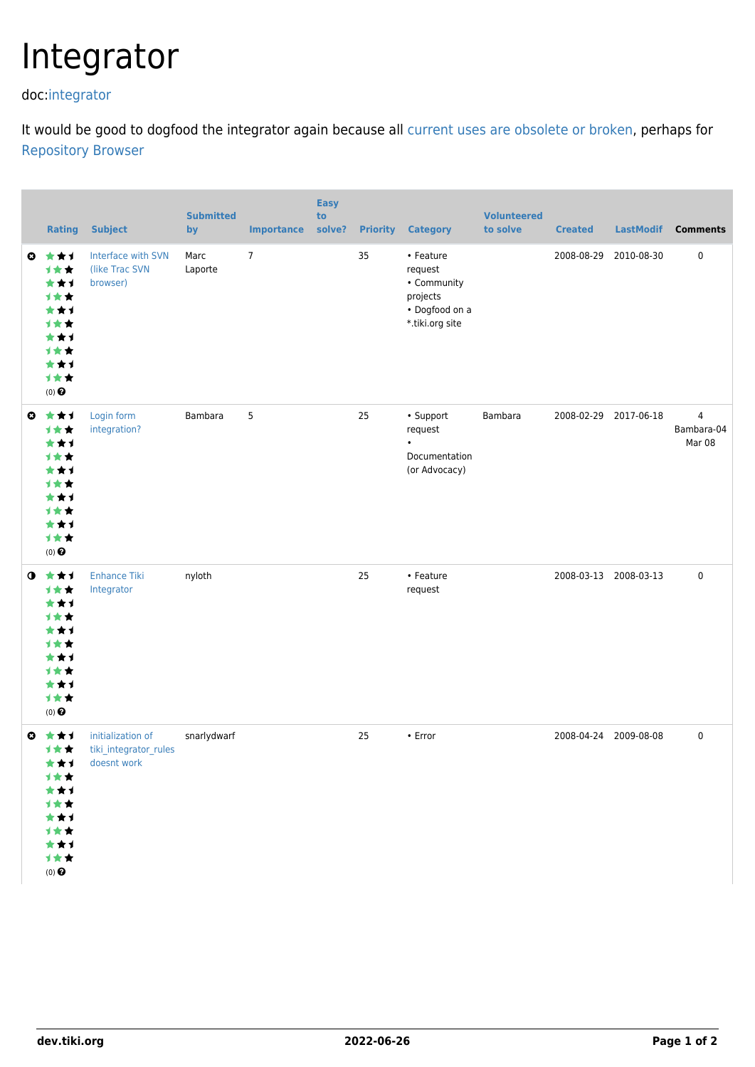# Integrator

doc:integrator

It would be good to dogfood the integrator again because all current uses are obsolete or broken, perhaps for Repository Browser

| | Rating | Subject | Submitted by | Importance | Easy to solve? | Priority | Category | Volunteered to solve | Created | LastModif | Comments |
|---|---|---|---|---|---|---|---|---|---|---|---|
| | (0) | Interface with SVN (like Trac SVN browser) | Marc Laporte | 7 | | 35 | • Feature request • Community projects • Dogfood on a *.tiki.org site | | 2008-08-29 | 2010-08-30 | 0 |
| | (0) | Login form integration? | Bambara | 5 | | 25 | • Support request • Documentation (or Advocacy) | Bambara | 2008-02-29 | 2017-06-18 | 4 Bambara-04 Mar 08 |
| | (0) | Enhance Tiki Integrator | nyloth | | | 25 | • Feature request | | 2008-03-13 | 2008-03-13 | 0 |
| | (0) | initialization of tiki_integrator_rules doesnt work | snarlydwarf | | | 25 | • Error | | 2008-04-24 | 2009-08-08 | 0 |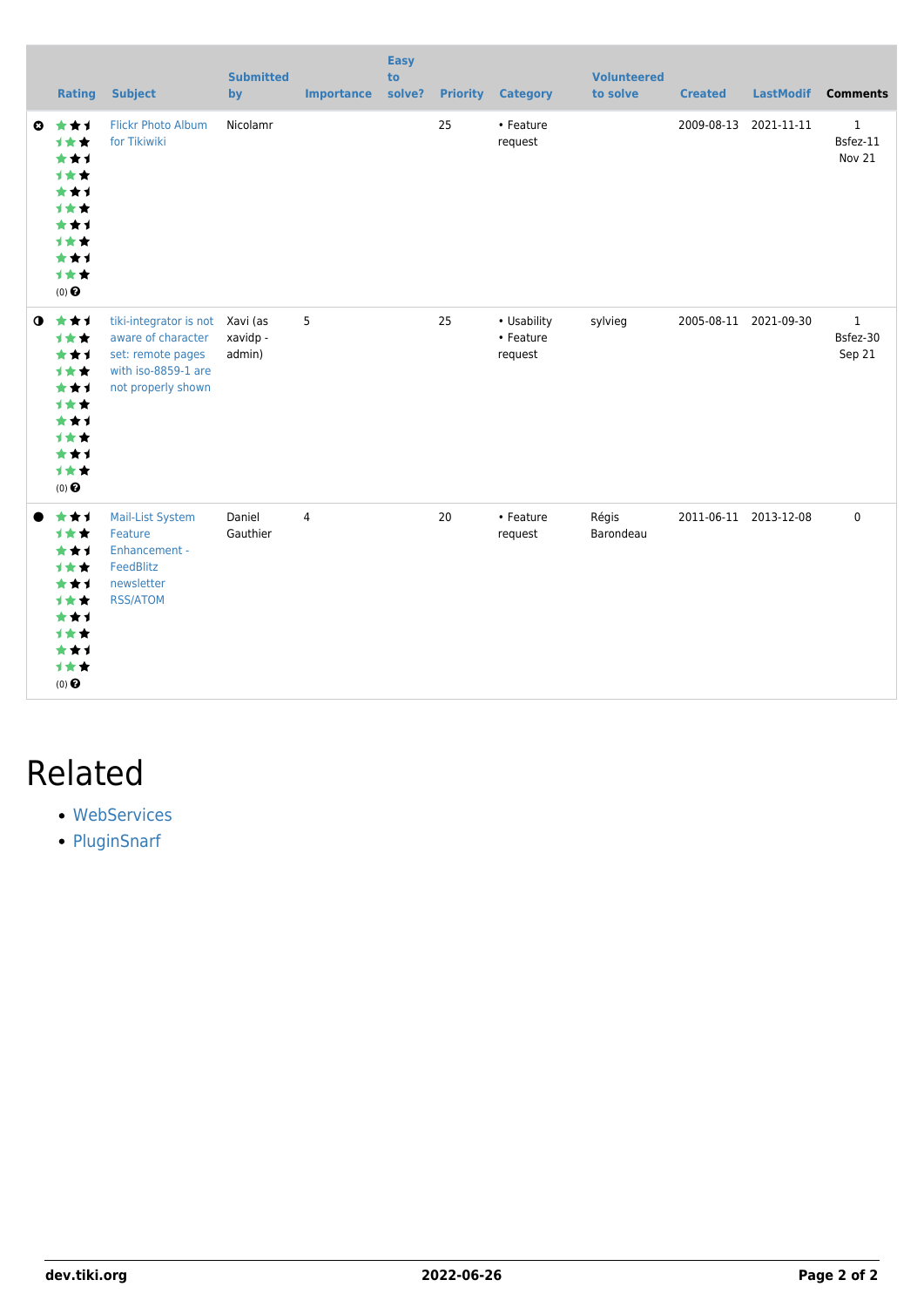| | Rating | Subject | Submitted by | Importance | Easy to solve? | Priority | Category | Volunteered to solve | Created | LastModif | Comments |
|---|---|---|---|---|---|---|---|---|---|---|---|
| | (0) | Flickr Photo Album for Tikiwiki | Nicolamr | | | 25 | • Feature request | | 2009-08-13 | 2021-11-11 | 1 Bsfez-11 Nov 21 |
| | (0) | tiki-integrator is not aware of character set: remote pages with iso-8859-1 are not properly shown | Xavi (as xavidp - admin) | 5 | | 25 | • Usability • Feature request | sylvieg | 2005-08-11 | 2021-09-30 | 1 Bsfez-30 Sep 21 |
| | (0) | Mail-List System Feature Enhancement - FeedBlitz newsletter RSS/ATOM | Daniel Gauthier | 4 | | 20 | • Feature request | Régis Barondeau | 2011-06-11 | 2013-12-08 | 0 |

# Related

- WebServices
- PluginSnarf